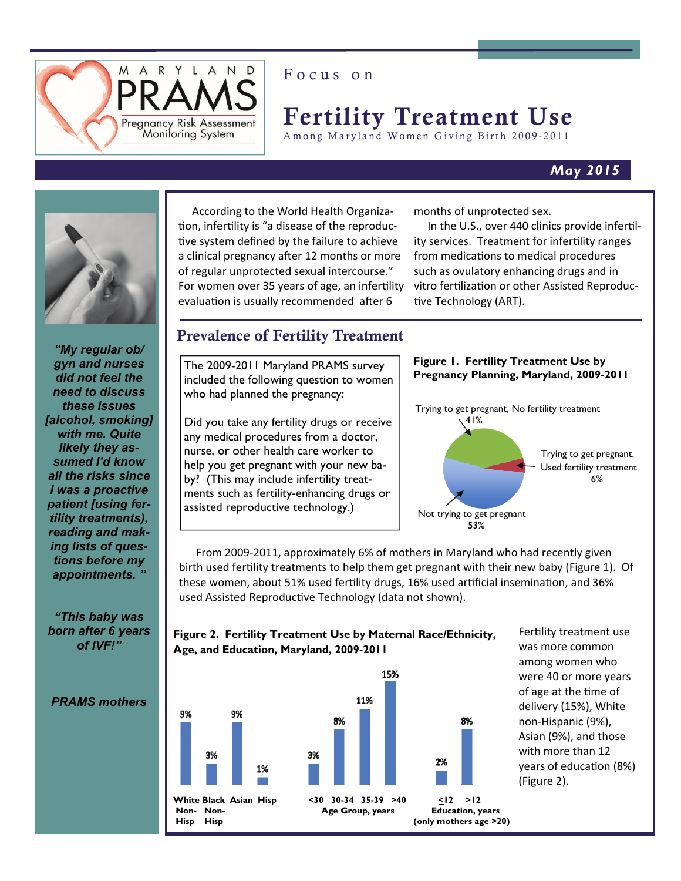MARYLAND PRAMS
Pregnancy Risk Assessment Monitoring System

Focus on

# Fertility Treatment Use

Among Maryland Women Giving Birth 2009-2011

**May 2015**

*"My regular ob/gyn and nurses did not feel the need to discuss these issues [alcohol, smoking] with me. Quite likely they assumed I'd know all the risks since I was a proactive patient [using fertility treatments], reading and making lists of questions before my appointments. "*

*"This baby was born after 6 years of IVF!"*

*PRAMS mothers*

According to the World Health Organization, infertility is "a disease of the reproductive system defined by the failure to achieve a clinical pregnancy after 12 months or more of regular unprotected sexual intercourse." For women over 35 years of age, an infertility evaluation is usually recommended after 6 months of unprotected sex.

In the U.S., over 440 clinics provide infertility services. Treatment for infertility ranges from medications to medical procedures such as ovulatory enhancing drugs and in vitro fertilization or other Assisted Reproductive Technology (ART).

## Prevalence of Fertility Treatment

The 2009-2011 Maryland PRAMS survey included the following question to women who had planned the pregnancy:

Did you take any fertility drugs or receive any medical procedures from a doctor, nurse, or other health care worker to help you get pregnant with your new baby? (This may include infertility treatments such as fertility-enhancing drugs or assisted reproductive technology.)

**Figure 1. Fertility Treatment Use by Pregnancy Planning, Maryland, 2009-2011**

| Category | Percent |
|---|---|
| Trying to get pregnant, No fertility treatment | 41% |
| Trying to get pregnant, Used fertility treatment | 6% |
| Not trying to get pregnant | 53% |

From 2009-2011, approximately 6% of mothers in Maryland who had recently given birth used fertility treatments to help them get pregnant with their new baby (Figure 1). Of these women, about 51% used fertility drugs, 16% used artificial insemination, and 36% used Assisted Reproductive Technology (data not shown).

**Figure 2. Fertility Treatment Use by Maternal Race/Ethnicity, Age, and Education, Maryland, 2009-2011**

| Group | Category | Percent |
|---|---|---|
| Race/Ethnicity | White Non-Hisp | 9% |
| | Black Non-Hisp | 3% |
| | Asian | 9% |
| | Hisp | 1% |
| Age Group, years | <30 | 3% |
| | 30-34 | 8% |
| | 35-39 | 11% |
| | >40 | 15% |
| Education, years (only mothers age ≥20) | ≤12 | 2% |
| | >12 | 8% |

Fertility treatment use was more common among women who were 40 or more years of age at the time of delivery (15%), White non-Hispanic (9%), Asian (9%), and those with more than 12 years of education (8%) (Figure 2).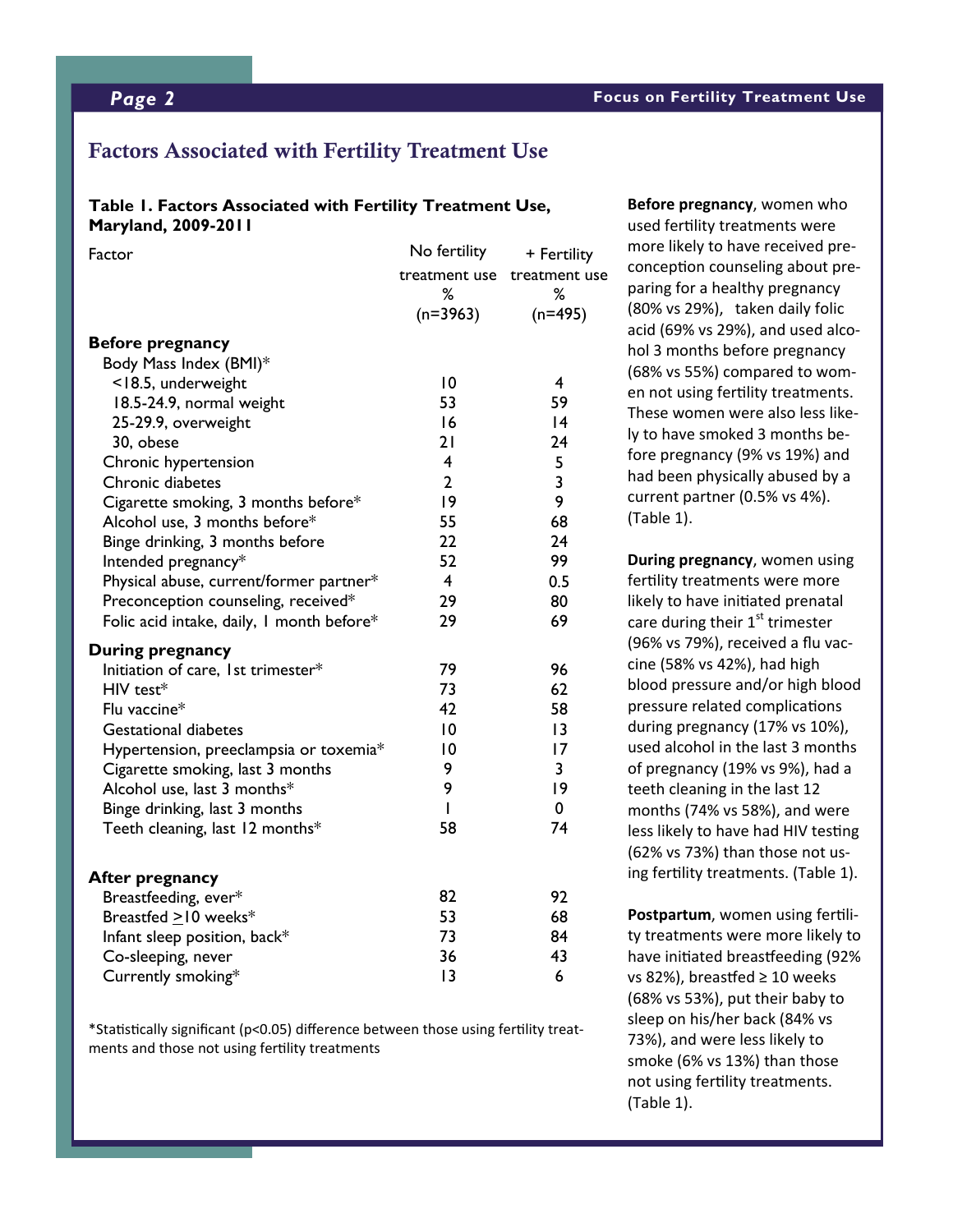## Factors Associated with Fertility Treatment Use

**Table 1. Factors Associated with Fertility Treatment Use, Maryland, 2009-2011**

| Factor | No fertility treatment use % (n=3963) | + Fertility treatment use % (n=495) |
|---|---|---|
| **Before pregnancy** | | |
| Body Mass Index (BMI)* | | |
| <18.5, underweight | 10 | 4 |
| 18.5-24.9, normal weight | 53 | 59 |
| 25-29.9, overweight | 16 | 14 |
| 30, obese | 21 | 24 |
| Chronic hypertension | 4 | 5 |
| Chronic diabetes | 2 | 3 |
| Cigarette smoking, 3 months before* | 19 | 9 |
| Alcohol use, 3 months before* | 55 | 68 |
| Binge drinking, 3 months before | 22 | 24 |
| Intended pregnancy* | 52 | 99 |
| Physical abuse, current/former partner* | 4 | 0.5 |
| Preconception counseling, received* | 29 | 80 |
| Folic acid intake, daily, 1 month before* | 29 | 69 |
| **During pregnancy** | | |
| Initiation of care, 1st trimester* | 79 | 96 |
| HIV test* | 73 | 62 |
| Flu vaccine* | 42 | 58 |
| Gestational diabetes | 10 | 13 |
| Hypertension, preeclampsia or toxemia* | 10 | 17 |
| Cigarette smoking, last 3 months | 9 | 3 |
| Alcohol use, last 3 months* | 9 | 19 |
| Binge drinking, last 3 months | 1 | 0 |
| Teeth cleaning, last 12 months* | 58 | 74 |
| **After pregnancy** | | |
| Breastfeeding, ever* | 82 | 92 |
| Breastfed ≥10 weeks* | 53 | 68 |
| Infant sleep position, back* | 73 | 84 |
| Co-sleeping, never | 36 | 43 |
| Currently smoking* | 13 | 6 |

*Statistically significant ($p<0.05$) difference between those using fertility treatments and those not using fertility treatments

**Before pregnancy**, women who used fertility treatments were more likely to have received preconception counseling about preparing for a healthy pregnancy (80% vs 29%), taken daily folic acid (69% vs 29%), and used alcohol 3 months before pregnancy (68% vs 55%) compared to women not using fertility treatments. These women were also less likely to have smoked 3 months before pregnancy (9% vs 19%) and had been physically abused by a current partner (0.5% vs 4%). (Table 1).

**During pregnancy**, women using fertility treatments were more likely to have initiated prenatal care during their 1st trimester (96% vs 79%), received a flu vaccine (58% vs 42%), had high blood pressure and/or high blood pressure related complications during pregnancy (17% vs 10%), used alcohol in the last 3 months of pregnancy (19% vs 9%), had a teeth cleaning in the last 12 months (74% vs 58%), and were less likely to have had HIV testing (62% vs 73%) than those not using fertility treatments. (Table 1).

**Postpartum**, women using fertility treatments were more likely to have initiated breastfeeding (92% vs 82%), breastfed ≥ 10 weeks (68% vs 53%), put their baby to sleep on his/her back (84% vs 73%), and were less likely to smoke (6% vs 13%) than those not using fertility treatments. (Table 1).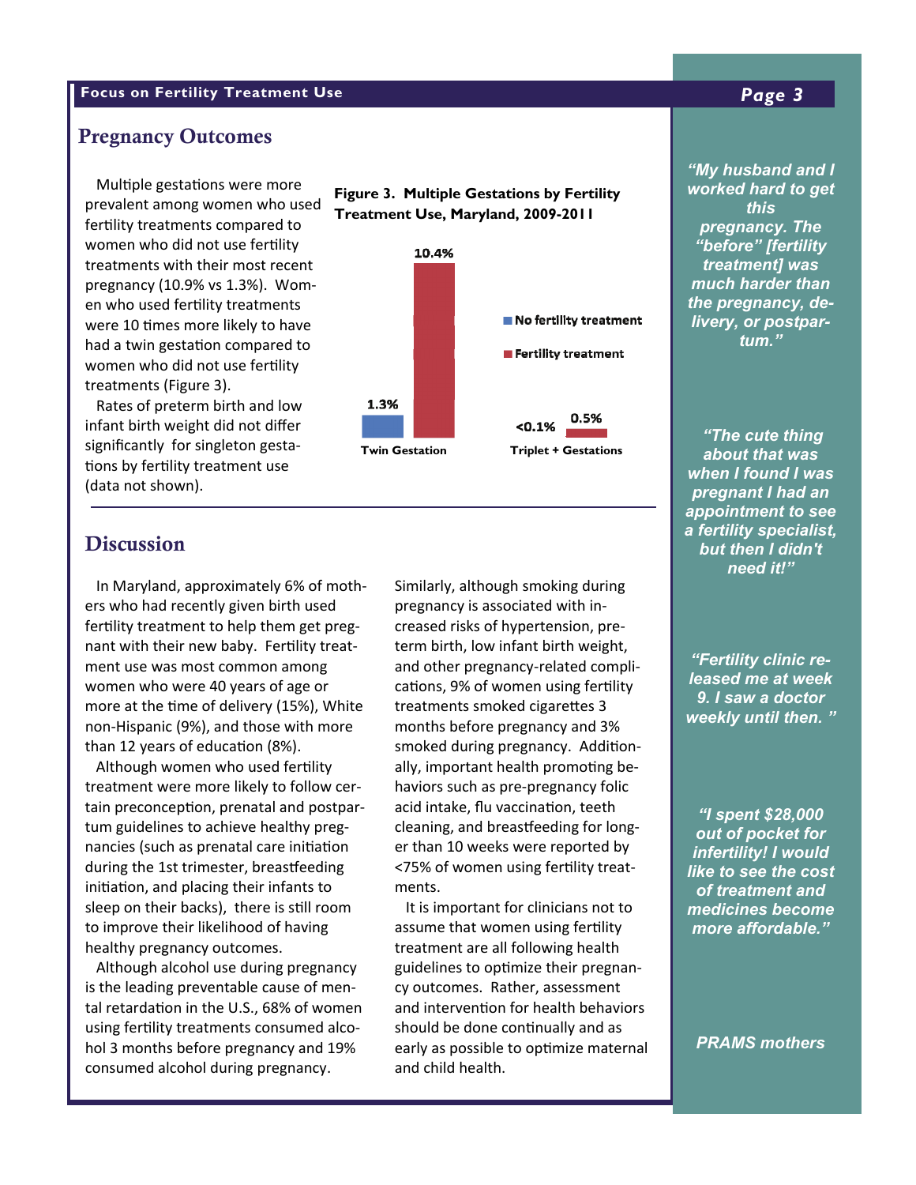## Pregnancy Outcomes

Multiple gestations were more prevalent among women who used fertility treatments compared to women who did not use fertility treatments with their most recent pregnancy (10.9% vs 1.3%). Women who used fertility treatments were 10 times more likely to have had a twin gestation compared to women who did not use fertility treatments (Figure 3).

Rates of preterm birth and low infant birth weight did not differ significantly for singleton gestations by fertility treatment use (data not shown).

**Figure 3. Multiple Gestations by Fertility Treatment Use, Maryland, 2009-2011**

| | No fertility treatment | Fertility treatment |
|---|---|---|
| Twin Gestation | 1.3% | 10.4% |
| Triplet + Gestations | <0.1% | 0.5% |

## Discussion

In Maryland, approximately 6% of mothers who had recently given birth used fertility treatment to help them get pregnant with their new baby. Fertility treatment use was most common among women who were 40 years of age or more at the time of delivery (15%), White non-Hispanic (9%), and those with more than 12 years of education (8%).

Although women who used fertility treatment were more likely to follow certain preconception, prenatal and postpartum guidelines to achieve healthy pregnancies (such as prenatal care initiation during the 1st trimester, breastfeeding initiation, and placing their infants to sleep on their backs), there is still room to improve their likelihood of having healthy pregnancy outcomes.

Although alcohol use during pregnancy is the leading preventable cause of mental retardation in the U.S., 68% of women using fertility treatments consumed alcohol 3 months before pregnancy and 19% consumed alcohol during pregnancy.

Similarly, although smoking during pregnancy is associated with increased risks of hypertension, preterm birth, low infant birth weight, and other pregnancy-related complications, 9% of women using fertility treatments smoked cigarettes 3 months before pregnancy and 3% smoked during pregnancy. Additionally, important health promoting behaviors such as pre-pregnancy folic acid intake, flu vaccination, teeth cleaning, and breastfeeding for longer than 10 weeks were reported by <75% of women using fertility treatments.

It is important for clinicians not to assume that women using fertility treatment are all following health guidelines to optimize their pregnancy outcomes. Rather, assessment and intervention for health behaviors should be done continually and as early as possible to optimize maternal and child health.

*"My husband and I worked hard to get this pregnancy. The "before" [fertility treatment] was much harder than the pregnancy, delivery, or postpartum."*

*"The cute thing about that was when I found I was pregnant I had an appointment to see a fertility specialist, but then I didn't need it!"*

*"Fertility clinic released me at week 9. I saw a doctor weekly until then. "*

*"I spent $28,000 out of pocket for infertility! I would like to see the cost of treatment and medicines become more affordable."*

*PRAMS mothers*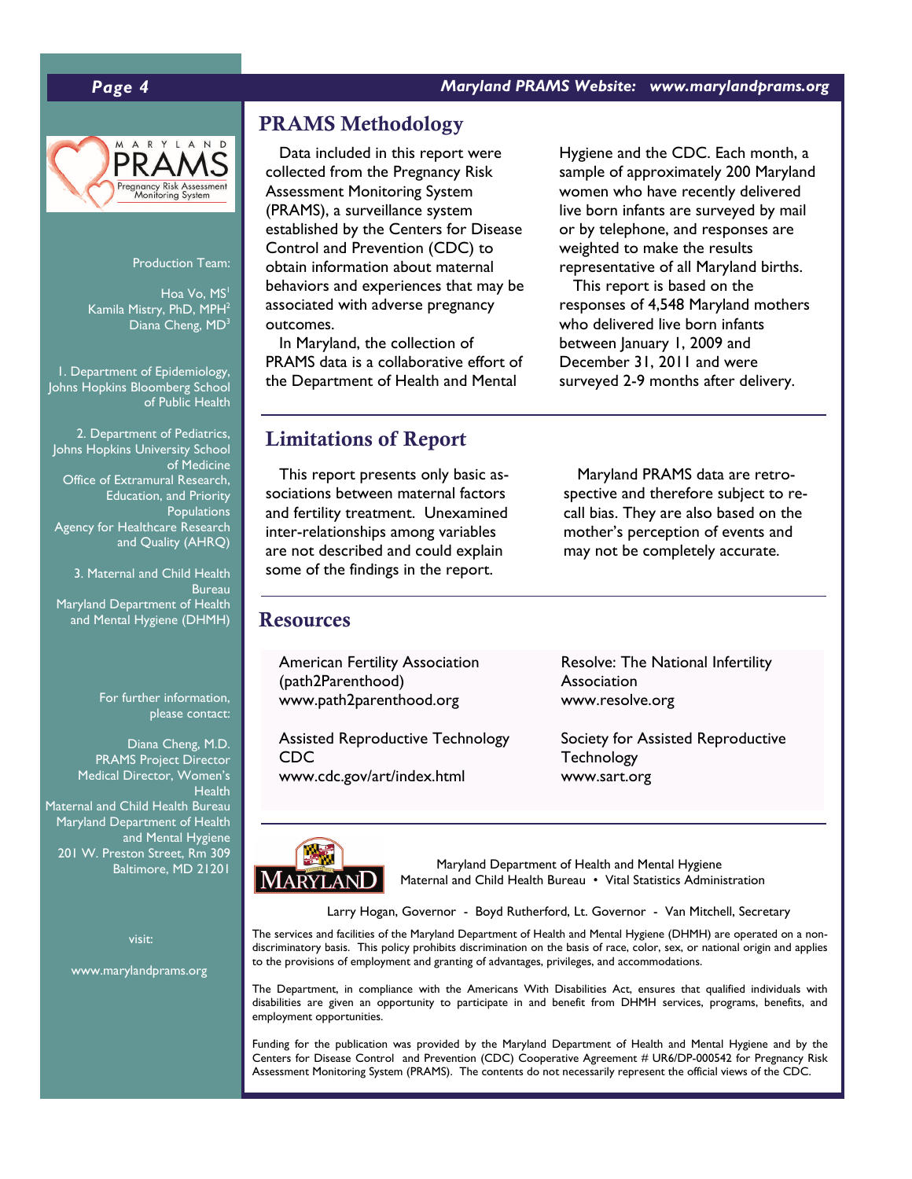## PRAMS Methodology

Data included in this report were collected from the Pregnancy Risk Assessment Monitoring System (PRAMS), a surveillance system established by the Centers for Disease Control and Prevention (CDC) to obtain information about maternal behaviors and experiences that may be associated with adverse pregnancy outcomes.

In Maryland, the collection of PRAMS data is a collaborative effort of the Department of Health and Mental Hygiene and the CDC. Each month, a sample of approximately 200 Maryland women who have recently delivered live born infants are surveyed by mail or by telephone, and responses are weighted to make the results representative of all Maryland births.

This report is based on the responses of 4,548 Maryland mothers who delivered live born infants between January 1, 2009 and December 31, 2011 and were surveyed 2-9 months after delivery.

## Limitations of Report

This report presents only basic associations between maternal factors and fertility treatment. Unexamined inter-relationships among variables are not described and could explain some of the findings in the report.

Maryland PRAMS data are retrospective and therefore subject to recall bias. They are also based on the mother's perception of events and may not be completely accurate.

## Resources

American Fertility Association (path2Parenthood)
www.path2parenthood.org

Assisted Reproductive Technology CDC
www.cdc.gov/art/index.html

Resolve: The National Infertility Association
www.resolve.org

Society for Assisted Reproductive Technology
www.sart.org

Production Team:

Hoa Vo, MS[1]
Kamila Mistry, PhD, MPH[2]
Diana Cheng, MD[3]

1. Department of Epidemiology, Johns Hopkins Bloomberg School of Public Health

2. Department of Pediatrics, Johns Hopkins University School of Medicine
Office of Extramural Research, Education, and Priority Populations
Agency for Healthcare Research and Quality (AHRQ)

3. Maternal and Child Health Bureau
Maryland Department of Health and Mental Hygiene (DHMH)

For further information, please contact:

Diana Cheng, M.D.
PRAMS Project Director
Medical Director, Women's Health
Maternal and Child Health Bureau
Maryland Department of Health and Mental Hygiene
201 W. Preston Street, Rm 309
Baltimore, MD 21201

visit:

www.marylandprams.org

Maryland Department of Health and Mental Hygiene
Maternal and Child Health Bureau • Vital Statistics Administration

Larry Hogan, Governor - Boyd Rutherford, Lt. Governor - Van Mitchell, Secretary

The services and facilities of the Maryland Department of Health and Mental Hygiene (DHMH) are operated on a non-discriminatory basis. This policy prohibits discrimination on the basis of race, color, sex, or national origin and applies to the provisions of employment and granting of advantages, privileges, and accommodations.

The Department, in compliance with the Americans With Disabilities Act, ensures that qualified individuals with disabilities are given an opportunity to participate in and benefit from DHMH services, programs, benefits, and employment opportunities.

Funding for the publication was provided by the Maryland Department of Health and Mental Hygiene and by the Centers for Disease Control and Prevention (CDC) Cooperative Agreement # UR6/DP-000542 for Pregnancy Risk Assessment Monitoring System (PRAMS). The contents do not necessarily represent the official views of the CDC.